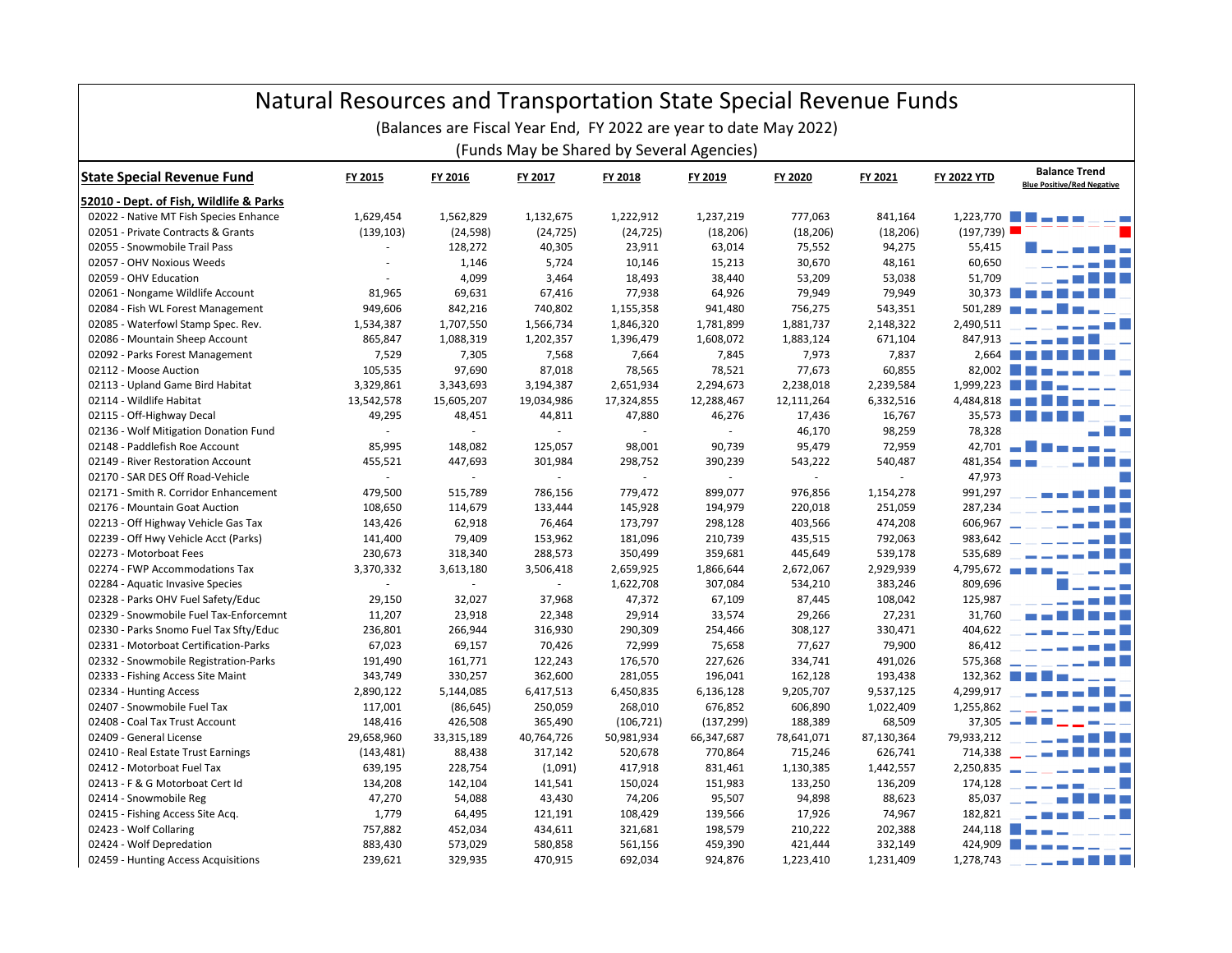# Natural Resources and Transportation State Special Revenue Funds

(Balances are Fiscal Year End, FY 2022 are year to date May 2022)

(Funds May be Shared by Several Agencies)

| State Special Revenue Fund | FY 2015 | FY 2016 | FY 2017 | FY 2018 | FY 2019 | FY 2020 | FY 2021 | FY 2022 YTD | Balance Trend Blue Positive/Red Negative |
|---|---|---|---|---|---|---|---|---|---|
| **52010 - Dept. of Fish, Wildlife & Parks** | | | | | | | | | |
| 02022 - Native MT Fish Species Enhance | 1,629,454 | 1,562,829 | 1,132,675 | 1,222,912 | 1,237,219 | 777,063 | 841,164 | 1,223,770 | |
| 02051 - Private Contracts & Grants | (139,103) | (24,598) | (24,725) | (24,725) | (18,206) | (18,206) | (18,206) | (197,739) | |
| 02055 - Snowmobile Trail Pass | - | 128,272 | 40,305 | 23,911 | 63,014 | 75,552 | 94,275 | 55,415 | |
| 02057 - OHV Noxious Weeds | - | 1,146 | 5,724 | 10,146 | 15,213 | 30,670 | 48,161 | 60,650 | |
| 02059 - OHV Education | - | 4,099 | 3,464 | 18,493 | 38,440 | 53,209 | 53,038 | 51,709 | |
| 02061 - Nongame Wildlife Account | 81,965 | 69,631 | 67,416 | 77,938 | 64,926 | 79,949 | 79,949 | 30,373 | |
| 02084 - Fish WL Forest Management | 949,606 | 842,216 | 740,802 | 1,155,358 | 941,480 | 756,275 | 543,351 | 501,289 | |
| 02085 - Waterfowl Stamp Spec. Rev. | 1,534,387 | 1,707,550 | 1,566,734 | 1,846,320 | 1,781,899 | 1,881,737 | 2,148,322 | 2,490,511 | |
| 02086 - Mountain Sheep Account | 865,847 | 1,088,319 | 1,202,357 | 1,396,479 | 1,608,072 | 1,883,124 | 671,104 | 847,913 | |
| 02092 - Parks Forest Management | 7,529 | 7,305 | 7,568 | 7,664 | 7,845 | 7,973 | 7,837 | 2,664 | |
| 02112 - Moose Auction | 105,535 | 97,690 | 87,018 | 78,565 | 78,521 | 77,673 | 60,855 | 82,002 | |
| 02113 - Upland Game Bird Habitat | 3,329,861 | 3,343,693 | 3,194,387 | 2,651,934 | 2,294,673 | 2,238,018 | 2,239,584 | 1,999,223 | |
| 02114 - Wildlife Habitat | 13,542,578 | 15,605,207 | 19,034,986 | 17,324,855 | 12,288,467 | 12,111,264 | 6,332,516 | 4,484,818 | |
| 02115 - Off-Highway Decal | 49,295 | 48,451 | 44,811 | 47,880 | 46,276 | 17,436 | 16,767 | 35,573 | |
| 02136 - Wolf Mitigation Donation Fund | - | - | - | - | - | 46,170 | 98,259 | 78,328 | |
| 02148 - Paddlefish Roe Account | 85,995 | 148,082 | 125,057 | 98,001 | 90,739 | 95,479 | 72,959 | 42,701 | |
| 02149 - River Restoration Account | 455,521 | 447,693 | 301,984 | 298,752 | 390,239 | 543,222 | 540,487 | 481,354 | |
| 02170 - SAR DES Off Road-Vehicle | - | - | - | - | - | - | - | 47,973 | |
| 02171 - Smith R. Corridor Enhancement | 479,500 | 515,789 | 786,156 | 779,472 | 899,077 | 976,856 | 1,154,278 | 991,297 | |
| 02176 - Mountain Goat Auction | 108,650 | 114,679 | 133,444 | 145,928 | 194,979 | 220,018 | 251,059 | 287,234 | |
| 02213 - Off Highway Vehicle Gas Tax | 143,426 | 62,918 | 76,464 | 173,797 | 298,128 | 403,566 | 474,208 | 606,967 | |
| 02239 - Off Hwy Vehicle Acct (Parks) | 141,400 | 79,409 | 153,962 | 181,096 | 210,739 | 435,515 | 792,063 | 983,642 | |
| 02273 - Motorboat Fees | 230,673 | 318,340 | 288,573 | 350,499 | 359,681 | 445,649 | 539,178 | 535,689 | |
| 02274 - FWP Accommodations Tax | 3,370,332 | 3,613,180 | 3,506,418 | 2,659,925 | 1,866,644 | 2,672,067 | 2,929,939 | 4,795,672 | |
| 02284 - Aquatic Invasive Species | - | - | - | 1,622,708 | 307,084 | 534,210 | 383,246 | 809,696 | |
| 02328 - Parks OHV Fuel Safety/Educ | 29,150 | 32,027 | 37,968 | 47,372 | 67,109 | 87,445 | 108,042 | 125,987 | |
| 02329 - Snowmobile Fuel Tax-Enforcemnt | 11,207 | 23,918 | 22,348 | 29,914 | 33,574 | 29,266 | 27,231 | 31,760 | |
| 02330 - Parks Snomo Fuel Tax Sfty/Educ | 236,801 | 266,944 | 316,930 | 290,309 | 254,466 | 308,127 | 330,471 | 404,622 | |
| 02331 - Motorboat Certification-Parks | 67,023 | 69,157 | 70,426 | 72,999 | 75,658 | 77,627 | 79,900 | 86,412 | |
| 02332 - Snowmobile Registration-Parks | 191,490 | 161,771 | 122,243 | 176,570 | 227,626 | 334,741 | 491,026 | 575,368 | |
| 02333 - Fishing Access Site Maint | 343,749 | 330,257 | 362,600 | 281,055 | 196,041 | 162,128 | 193,438 | 132,362 | |
| 02334 - Hunting Access | 2,890,122 | 5,144,085 | 6,417,513 | 6,450,835 | 6,136,128 | 9,205,707 | 9,537,125 | 4,299,917 | |
| 02407 - Snowmobile Fuel Tax | 117,001 | (86,645) | 250,059 | 268,010 | 676,852 | 606,890 | 1,022,409 | 1,255,862 | |
| 02408 - Coal Tax Trust Account | 148,416 | 426,508 | 365,490 | (106,721) | (137,299) | 188,389 | 68,509 | 37,305 | |
| 02409 - General License | 29,658,960 | 33,315,189 | 40,764,726 | 50,981,934 | 66,347,687 | 78,641,071 | 87,130,364 | 79,933,212 | |
| 02410 - Real Estate Trust Earnings | (143,481) | 88,438 | 317,142 | 520,678 | 770,864 | 715,246 | 626,741 | 714,338 | |
| 02412 - Motorboat Fuel Tax | 639,195 | 228,754 | (1,091) | 417,918 | 831,461 | 1,130,385 | 1,442,557 | 2,250,835 | |
| 02413 - F & G Motorboat Cert Id | 134,208 | 142,104 | 141,541 | 150,024 | 151,983 | 133,250 | 136,209 | 174,128 | |
| 02414 - Snowmobile Reg | 47,270 | 54,088 | 43,430 | 74,206 | 95,507 | 94,898 | 88,623 | 85,037 | |
| 02415 - Fishing Access Site Acq. | 1,779 | 64,495 | 121,191 | 108,429 | 139,566 | 17,926 | 74,967 | 182,821 | |
| 02423 - Wolf Collaring | 757,882 | 452,034 | 434,611 | 321,681 | 198,579 | 210,222 | 202,388 | 244,118 | |
| 02424 - Wolf Depredation | 883,430 | 573,029 | 580,858 | 561,156 | 459,390 | 421,444 | 332,149 | 424,909 | |
| 02459 - Hunting Access Acquisitions | 239,621 | 329,935 | 470,915 | 692,034 | 924,876 | 1,223,410 | 1,231,409 | 1,278,743 | |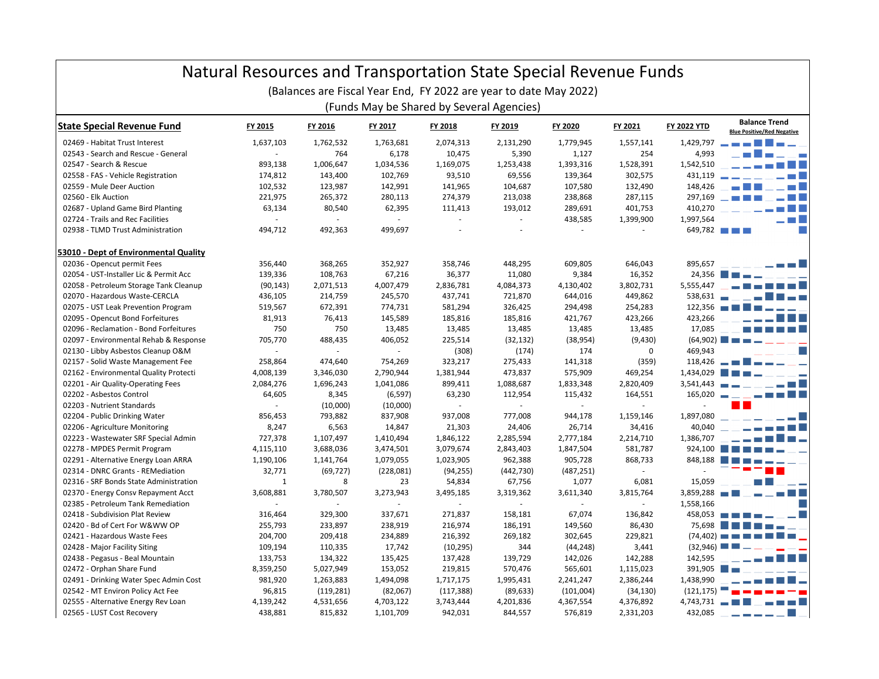# Natural Resources and Transportation State Special Revenue Funds

(Balances are Fiscal Year End, FY 2022 are year to date May 2022)

(Funds May be Shared by Several Agencies)

| State Special Revenue Fund | FY 2015 | FY 2016 | FY 2017 | FY 2018 | FY 2019 | FY 2020 | FY 2021 | FY 2022 YTD | Balance Trend Blue Positive/Red Negative |
|---|---|---|---|---|---|---|---|---|---|
| 02469 - Habitat Trust Interest | 1,637,103 | 1,762,532 | 1,763,681 | 2,074,313 | 2,131,290 | 1,779,945 | 1,557,141 | 1,429,797 | |
| 02543 - Search and Rescue - General | - | 764 | 6,178 | 10,475 | 5,390 | 1,127 | 254 | 4,993 | |
| 02547 - Search & Rescue | 893,138 | 1,006,647 | 1,034,536 | 1,169,075 | 1,253,438 | 1,393,316 | 1,528,391 | 1,542,510 | |
| 02558 - FAS - Vehicle Registration | 174,812 | 143,400 | 102,769 | 93,510 | 69,556 | 139,364 | 302,575 | 431,119 | |
| 02559 - Mule Deer Auction | 102,532 | 123,987 | 142,991 | 141,965 | 104,687 | 107,580 | 132,490 | 148,426 | |
| 02560 - Elk Auction | 221,975 | 265,372 | 280,113 | 274,379 | 213,038 | 238,868 | 287,115 | 297,169 | |
| 02687 - Upland Game Bird Planting | 63,134 | 80,540 | 62,395 | 111,413 | 193,012 | 289,691 | 401,753 | 410,270 | |
| 02724 - Trails and Rec Facilities | - | - | - | - | - | 438,585 | 1,399,900 | 1,997,564 | |
| 02938 - TLMD Trust Administration | 494,712 | 492,363 | 499,697 | - | - | - | - | 649,782 | |
| **53010 - Dept of Environmental Quality** | | | | | | | | | |
| 02036 - Opencut permit Fees | 356,440 | 368,265 | 352,927 | 358,746 | 448,295 | 609,805 | 646,043 | 895,657 | |
| 02054 - UST-Installer Lic & Permit Acc | 139,336 | 108,763 | 67,216 | 36,377 | 11,080 | 9,384 | 16,352 | 24,356 | |
| 02058 - Petroleum Storage Tank Cleanup | (90,143) | 2,071,513 | 4,007,479 | 2,836,781 | 4,084,373 | 4,130,402 | 3,802,731 | 5,555,447 | |
| 02070 - Hazardous Waste-CERCLA | 436,105 | 214,759 | 245,570 | 437,741 | 721,870 | 644,016 | 449,862 | 538,631 | |
| 02075 - UST Leak Prevention Program | 519,567 | 672,391 | 774,731 | 581,294 | 326,425 | 294,498 | 254,283 | 122,356 | |
| 02095 - Opencut Bond Forfeitures | 81,913 | 76,413 | 145,589 | 185,816 | 185,816 | 421,767 | 423,266 | 423,266 | |
| 02096 - Reclamation - Bond Forfeitures | 750 | 750 | 13,485 | 13,485 | 13,485 | 13,485 | 13,485 | 17,085 | |
| 02097 - Environmental Rehab & Response | 705,770 | 488,435 | 406,052 | 225,514 | (32,132) | (38,954) | (9,430) | (64,902) | |
| 02130 - Libby Asbestos Cleanup O&M | - | - | - | (308) | (174) | 174 | 0 | 469,943 | |
| 02157 - Solid Waste Management Fee | 258,864 | 474,640 | 754,269 | 323,217 | 275,433 | 141,318 | (359) | 118,426 | |
| 02162 - Environmental Quality Protecti | 4,008,139 | 3,346,030 | 2,790,944 | 1,381,944 | 473,837 | 575,909 | 469,254 | 1,434,029 | |
| 02201 - Air Quality-Operating Fees | 2,084,276 | 1,696,243 | 1,041,086 | 899,411 | 1,088,687 | 1,833,348 | 2,820,409 | 3,541,443 | |
| 02202 - Asbestos Control | 64,605 | 8,345 | (6,597) | 63,230 | 112,954 | 115,432 | 164,551 | 165,020 | |
| 02203 - Nutrient Standards | - | (10,000) | (10,000) | - | - | - | - | - | |
| 02204 - Public Drinking Water | 856,453 | 793,882 | 837,908 | 937,008 | 777,008 | 944,178 | 1,159,146 | 1,897,080 | |
| 02206 - Agriculture Monitoring | 8,247 | 6,563 | 14,847 | 21,303 | 24,406 | 26,714 | 34,416 | 40,040 | |
| 02223 - Wastewater SRF Special Admin | 727,378 | 1,107,497 | 1,410,494 | 1,846,122 | 2,285,594 | 2,777,184 | 2,214,710 | 1,386,707 | |
| 02278 - MPDES Permit Program | 4,115,110 | 3,688,036 | 3,474,501 | 3,079,674 | 2,843,403 | 1,847,504 | 581,787 | 924,100 | |
| 02291 - Alternative Energy Loan ARRA | 1,190,106 | 1,141,764 | 1,079,055 | 1,023,905 | 962,388 | 905,728 | 868,733 | 848,188 | |
| 02314 - DNRC Grants - REMediation | 32,771 | (69,727) | (228,081) | (94,255) | (442,730) | (487,251) | - | - | |
| 02316 - SRF Bonds State Administration | 1 | 8 | 23 | 54,834 | 67,756 | 1,077 | 6,081 | 15,059 | |
| 02370 - Energy Consv Repayment Acct | 3,608,881 | 3,780,507 | 3,273,943 | 3,495,185 | 3,319,362 | 3,611,340 | 3,815,764 | 3,859,288 | |
| 02385 - Petroleum Tank Remediation | - | - | - | - | - | - | - | 1,558,166 | |
| 02418 - Subdivision Plat Review | 316,464 | 329,300 | 337,671 | 271,837 | 158,181 | 67,074 | 136,842 | 458,053 | |
| 02420 - Bd of Cert For W&WW OP | 255,793 | 233,897 | 238,919 | 216,974 | 186,191 | 149,560 | 86,430 | 75,698 | |
| 02421 - Hazardous Waste Fees | 204,700 | 209,418 | 234,889 | 216,392 | 269,182 | 302,645 | 229,821 | (74,402) | |
| 02428 - Major Facility Siting | 109,194 | 110,335 | 17,742 | (10,295) | 344 | (44,248) | 3,441 | (32,946) | |
| 02438 - Pegasus - Beal Mountain | 133,753 | 134,322 | 135,425 | 137,428 | 139,729 | 142,026 | 142,288 | 142,595 | |
| 02472 - Orphan Share Fund | 8,359,250 | 5,027,949 | 153,052 | 219,815 | 570,476 | 565,601 | 1,115,023 | 391,905 | |
| 02491 - Drinking Water Spec Admin Cost | 981,920 | 1,263,883 | 1,494,098 | 1,717,175 | 1,995,431 | 2,241,247 | 2,386,244 | 1,438,990 | |
| 02542 - MT Environ Policy Act Fee | 96,815 | (119,281) | (82,067) | (117,388) | (89,633) | (101,004) | (34,130) | (121,175) | |
| 02555 - Alternative Energy Rev Loan | 4,139,242 | 4,531,656 | 4,703,122 | 3,743,444 | 4,201,836 | 4,367,554 | 4,376,892 | 4,743,731 | |
| 02565 - LUST Cost Recovery | 438,881 | 815,832 | 1,101,709 | 942,031 | 844,557 | 576,819 | 2,331,203 | 432,085 | |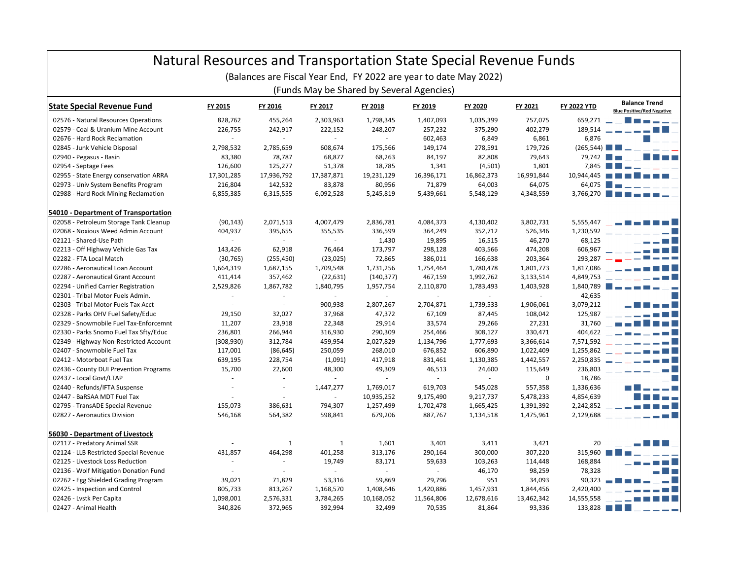# Natural Resources and Transportation State Special Revenue Funds

(Balances are Fiscal Year End, FY 2022 are year to date May 2022)

(Funds May be Shared by Several Agencies)

| State Special Revenue Fund | FY 2015 | FY 2016 | FY 2017 | FY 2018 | FY 2019 | FY 2020 | FY 2021 | FY 2022 YTD | Balance Trend Blue Positive/Red Negative |
|---|---|---|---|---|---|---|---|---|---|
| 02576 - Natural Resources Operations | 828,762 | 455,264 | 2,303,963 | 1,798,345 | 1,407,093 | 1,035,399 | 757,075 | 659,271 | |
| 02579 - Coal & Uranium Mine Account | 226,755 | 242,917 | 222,152 | 248,207 | 257,232 | 375,290 | 402,279 | 189,514 | |
| 02676 - Hard Rock Reclamation | - | - | - | - | 602,463 | 6,849 | 6,861 | 6,876 | |
| 02845 - Junk Vehicle Disposal | 2,798,532 | 2,785,659 | 608,674 | 175,566 | 149,174 | 278,591 | 179,726 | (265,544) | |
| 02940 - Pegasus - Basin | 83,380 | 78,787 | 68,877 | 68,263 | 84,197 | 82,808 | 79,643 | 79,742 | |
| 02954 - Septage Fees | 126,600 | 125,277 | 51,378 | 18,785 | 1,341 | (4,501) | 1,801 | 7,845 | |
| 02955 - State Energy conservation ARRA | 17,301,285 | 17,936,792 | 17,387,871 | 19,231,129 | 16,396,171 | 16,862,373 | 16,991,844 | 10,944,445 | |
| 02973 - Univ System Benefits Program | 216,804 | 142,532 | 83,878 | 80,956 | 71,879 | 64,003 | 64,075 | 64,075 | |
| 02988 - Hard Rock Mining Reclamation | 6,855,385 | 6,315,555 | 6,092,528 | 5,245,819 | 5,439,661 | 5,548,129 | 4,348,559 | 3,766,270 | |
| **54010 - Department of Transportation** | | | | | | | | | |
| 02058 - Petroleum Storage Tank Cleanup | (90,143) | 2,071,513 | 4,007,479 | 2,836,781 | 4,084,373 | 4,130,402 | 3,802,731 | 5,555,447 | |
| 02068 - Noxious Weed Admin Account | 404,937 | 395,655 | 355,535 | 336,599 | 364,249 | 352,712 | 526,346 | 1,230,592 | |
| 02121 - Shared-Use Path | - | - | - | 1,430 | 19,895 | 16,515 | 46,270 | 68,125 | |
| 02213 - Off Highway Vehicle Gas Tax | 143,426 | 62,918 | 76,464 | 173,797 | 298,128 | 403,566 | 474,208 | 606,967 | |
| 02282 - FTA Local Match | (30,765) | (255,450) | (23,025) | 72,865 | 386,011 | 166,638 | 203,364 | 293,287 | |
| 02286 - Aeronautical Loan Account | 1,664,319 | 1,687,155 | 1,709,548 | 1,731,256 | 1,754,464 | 1,780,478 | 1,801,773 | 1,817,086 | |
| 02287 - Aeronautical Grant Account | 411,414 | 357,462 | (22,631) | (140,377) | 467,159 | 1,992,762 | 3,133,514 | 4,849,753 | |
| 02294 - Unified Carrier Registration | 2,529,826 | 1,867,782 | 1,840,795 | 1,957,754 | 2,110,870 | 1,783,493 | 1,403,928 | 1,840,789 | |
| 02301 - Tribal Motor Fuels Admin. | - | - | - | - | - | - | - | 42,635 | |
| 02303 - Tribal Motor Fuels Tax Acct | - | - | 900,938 | 2,807,267 | 2,704,871 | 1,739,533 | 1,906,061 | 3,079,212 | |
| 02328 - Parks OHV Fuel Safety/Educ | 29,150 | 32,027 | 37,968 | 47,372 | 67,109 | 87,445 | 108,042 | 125,987 | |
| 02329 - Snowmobile Fuel Tax-Enforcemnt | 11,207 | 23,918 | 22,348 | 29,914 | 33,574 | 29,266 | 27,231 | 31,760 | |
| 02330 - Parks Snomo Fuel Tax Sfty/Educ | 236,801 | 266,944 | 316,930 | 290,309 | 254,466 | 308,127 | 330,471 | 404,622 | |
| 02349 - Highway Non-Restricted Account | (308,930) | 312,784 | 459,954 | 2,027,829 | 1,134,796 | 1,777,693 | 3,366,614 | 7,571,592 | |
| 02407 - Snowmobile Fuel Tax | 117,001 | (86,645) | 250,059 | 268,010 | 676,852 | 606,890 | 1,022,409 | 1,255,862 | |
| 02412 - Motorboat Fuel Tax | 639,195 | 228,754 | (1,091) | 417,918 | 831,461 | 1,130,385 | 1,442,557 | 2,250,835 | |
| 02436 - County DUI Prevention Programs | 15,700 | 22,600 | 48,300 | 49,309 | 46,513 | 24,600 | 115,649 | 236,803 | |
| 02437 - Local Govt/LTAP | - | - | - | - | - | - | 0 | 18,786 | |
| 02440 - Refunds/IFTA Suspense | - | - | 1,447,277 | 1,769,017 | 619,703 | 545,028 | 557,358 | 1,336,636 | |
| 02447 - BaRSAA MDT Fuel Tax | - | - | - | 10,935,252 | 9,175,490 | 9,217,737 | 5,478,233 | 4,854,639 | |
| 02795 - TransADE Special Revenue | 155,073 | 386,631 | 794,307 | 1,257,499 | 1,702,478 | 1,665,425 | 1,391,392 | 2,242,852 | |
| 02827 - Aeronautics Division | 546,168 | 564,382 | 598,841 | 679,206 | 887,767 | 1,134,518 | 1,475,961 | 2,129,688 | |
| **56030 - Department of Livestock** | | | | | | | | | |
| 02117 - Predatory Animal SSR | - | 1 | 1 | 1,601 | 3,401 | 3,411 | 3,421 | 20 | |
| 02124 - LLB Restricted Special Revenue | 431,857 | 464,298 | 401,258 | 313,176 | 290,164 | 300,000 | 307,220 | 315,960 | |
| 02125 - Livestock Loss Reduction | - | - | 19,749 | 83,171 | 59,633 | 103,263 | 114,448 | 168,884 | |
| 02136 - Wolf Mitigation Donation Fund | - | - | - | - | - | 46,170 | 98,259 | 78,328 | |
| 02262 - Egg Shielded Grading Program | 39,021 | 71,829 | 53,316 | 59,869 | 29,796 | 951 | 34,093 | 90,323 | |
| 02425 - Inspection and Control | 805,733 | 813,267 | 1,168,570 | 1,408,646 | 1,420,886 | 1,457,931 | 1,844,456 | 2,420,400 | |
| 02426 - Lvstk Per Capita | 1,098,001 | 2,576,331 | 3,784,265 | 10,168,052 | 11,564,806 | 12,678,616 | 13,462,342 | 14,555,558 | |
| 02427 - Animal Health | 340,826 | 372,965 | 392,994 | 32,499 | 70,535 | 81,864 | 93,336 | 133,828 | |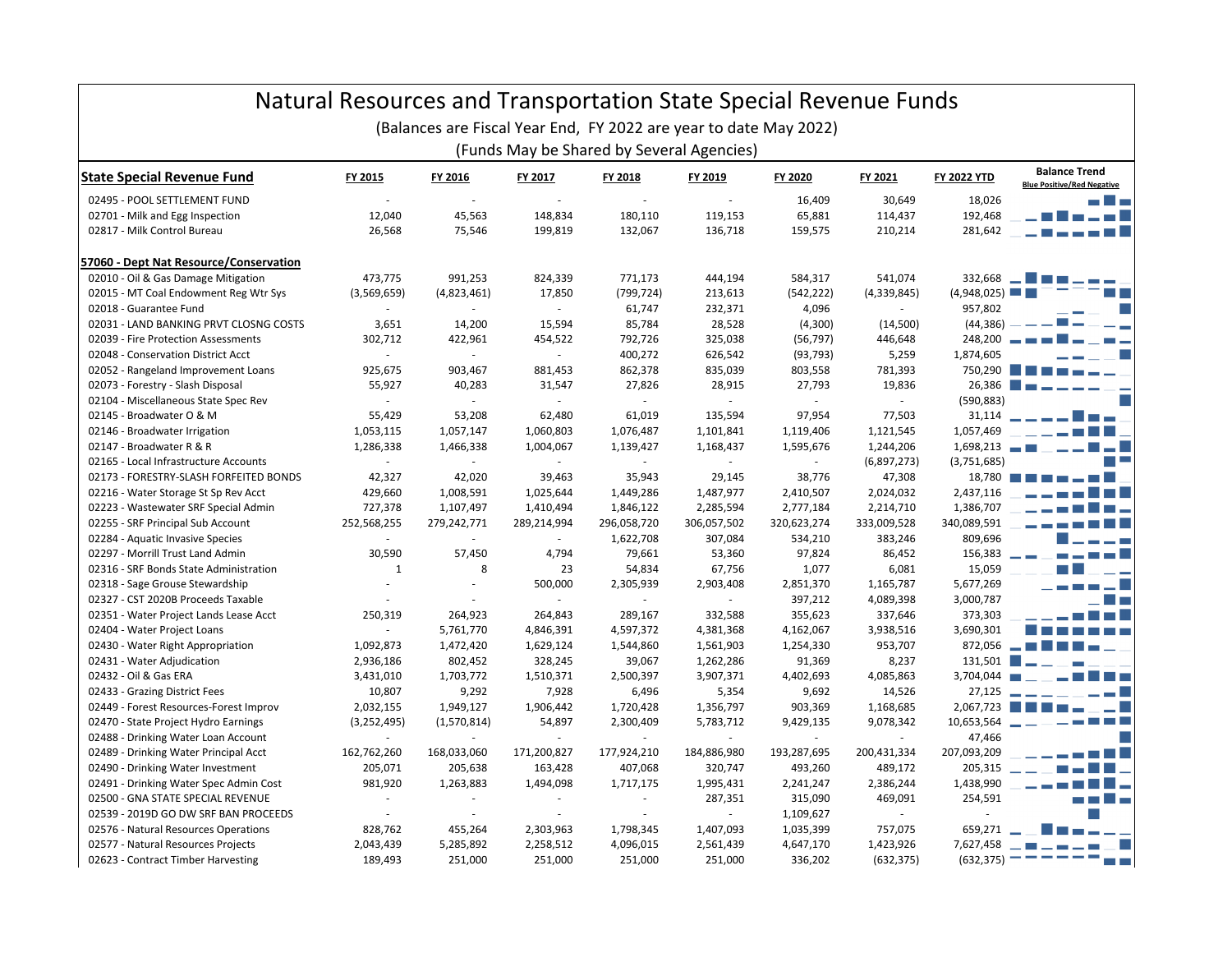# Natural Resources and Transportation State Special Revenue Funds

(Balances are Fiscal Year End, FY 2022 are year to date May 2022)

(Funds May be Shared by Several Agencies)

| State Special Revenue Fund | FY 2015 | FY 2016 | FY 2017 | FY 2018 | FY 2019 | FY 2020 | FY 2021 | FY 2022 YTD | Balance Trend Blue Positive/Red Negative |
|---|---|---|---|---|---|---|---|---|---|
| 02495 - POOL SETTLEMENT FUND | - | - | - | - | - | 16,409 | 30,649 | 18,026 | |
| 02701 - Milk and Egg Inspection | 12,040 | 45,563 | 148,834 | 180,110 | 119,153 | 65,881 | 114,437 | 192,468 | |
| 02817 - Milk Control Bureau | 26,568 | 75,546 | 199,819 | 132,067 | 136,718 | 159,575 | 210,214 | 281,642 | |
| **57060 - Dept Nat Resource/Conservation** | | | | | | | | | |
| 02010 - Oil & Gas Damage Mitigation | 473,775 | 991,253 | 824,339 | 771,173 | 444,194 | 584,317 | 541,074 | 332,668 | |
| 02015 - MT Coal Endowment Reg Wtr Sys | (3,569,659) | (4,823,461) | 17,850 | (799,724) | 213,613 | (542,222) | (4,339,845) | (4,948,025) | |
| 02018 - Guarantee Fund | - | - | - | 61,747 | 232,371 | 4,096 | - | 957,802 | |
| 02031 - LAND BANKING PRVT CLOSNG COSTS | 3,651 | 14,200 | 15,594 | 85,784 | 28,528 | (4,300) | (14,500) | (44,386) | |
| 02039 - Fire Protection Assessments | 302,712 | 422,961 | 454,522 | 792,726 | 325,038 | (56,797) | 446,648 | 248,200 | |
| 02048 - Conservation District Acct | - | - | - | 400,272 | 626,542 | (93,793) | 5,259 | 1,874,605 | |
| 02052 - Rangeland Improvement Loans | 925,675 | 903,467 | 881,453 | 862,378 | 835,039 | 803,558 | 781,393 | 750,290 | |
| 02073 - Forestry - Slash Disposal | 55,927 | 40,283 | 31,547 | 27,826 | 28,915 | 27,793 | 19,836 | 26,386 | |
| 02104 - Miscellaneous State Spec Rev | - | - | - | - | - | - | - | (590,883) | |
| 02145 - Broadwater O & M | 55,429 | 53,208 | 62,480 | 61,019 | 135,594 | 97,954 | 77,503 | 31,114 | |
| 02146 - Broadwater Irrigation | 1,053,115 | 1,057,147 | 1,060,803 | 1,076,487 | 1,101,841 | 1,119,406 | 1,121,545 | 1,057,469 | |
| 02147 - Broadwater R & R | 1,286,338 | 1,466,338 | 1,004,067 | 1,139,427 | 1,168,437 | 1,595,676 | 1,244,206 | 1,698,213 | |
| 02165 - Local Infrastructure Accounts | - | - | - | - | - | - | (6,897,273) | (3,751,685) | |
| 02173 - FORESTRY-SLASH FORFEITED BONDS | 42,327 | 42,020 | 39,463 | 35,943 | 29,145 | 38,776 | 47,308 | 18,780 | |
| 02216 - Water Storage St Sp Rev Acct | 429,660 | 1,008,591 | 1,025,644 | 1,449,286 | 1,487,977 | 2,410,507 | 2,024,032 | 2,437,116 | |
| 02223 - Wastewater SRF Special Admin | 727,378 | 1,107,497 | 1,410,494 | 1,846,122 | 2,285,594 | 2,777,184 | 2,214,710 | 1,386,707 | |
| 02255 - SRF Principal Sub Account | 252,568,255 | 279,242,771 | 289,214,994 | 296,058,720 | 306,057,502 | 320,623,274 | 333,009,528 | 340,089,591 | |
| 02284 - Aquatic Invasive Species | - | - | - | 1,622,708 | 307,084 | 534,210 | 383,246 | 809,696 | |
| 02297 - Morrill Trust Land Admin | 30,590 | 57,450 | 4,794 | 79,661 | 53,360 | 97,824 | 86,452 | 156,383 | |
| 02316 - SRF Bonds State Administration | 1 | 8 | 23 | 54,834 | 67,756 | 1,077 | 6,081 | 15,059 | |
| 02318 - Sage Grouse Stewardship | - | - | 500,000 | 2,305,939 | 2,903,408 | 2,851,370 | 1,165,787 | 5,677,269 | |
| 02327 - CST 2020B Proceeds Taxable | - | - | - | - | - | 397,212 | 4,089,398 | 3,000,787 | |
| 02351 - Water Project Lands Lease Acct | 250,319 | 264,923 | 264,843 | 289,167 | 332,588 | 355,623 | 337,646 | 373,303 | |
| 02404 - Water Project Loans | - | 5,761,770 | 4,846,391 | 4,597,372 | 4,381,368 | 4,162,067 | 3,938,516 | 3,690,301 | |
| 02430 - Water Right Appropriation | 1,092,873 | 1,472,420 | 1,629,124 | 1,544,860 | 1,561,903 | 1,254,330 | 953,707 | 872,056 | |
| 02431 - Water Adjudication | 2,936,186 | 802,452 | 328,245 | 39,067 | 1,262,286 | 91,369 | 8,237 | 131,501 | |
| 02432 - Oil & Gas ERA | 3,431,010 | 1,703,772 | 1,510,371 | 2,500,397 | 3,907,371 | 4,402,693 | 4,085,863 | 3,704,044 | |
| 02433 - Grazing District Fees | 10,807 | 9,292 | 7,928 | 6,496 | 5,354 | 9,692 | 14,526 | 27,125 | |
| 02449 - Forest Resources-Forest Improv | 2,032,155 | 1,949,127 | 1,906,442 | 1,720,428 | 1,356,797 | 903,369 | 1,168,685 | 2,067,723 | |
| 02470 - State Project Hydro Earnings | (3,252,495) | (1,570,814) | 54,897 | 2,300,409 | 5,783,712 | 9,429,135 | 9,078,342 | 10,653,564 | |
| 02488 - Drinking Water Loan Account | - | - | - | - | - | - | - | 47,466 | |
| 02489 - Drinking Water Principal Acct | 162,762,260 | 168,033,060 | 171,200,827 | 177,924,210 | 184,886,980 | 193,287,695 | 200,431,334 | 207,093,209 | |
| 02490 - Drinking Water Investment | 205,071 | 205,638 | 163,428 | 407,068 | 320,747 | 493,260 | 489,172 | 205,315 | |
| 02491 - Drinking Water Spec Admin Cost | 981,920 | 1,263,883 | 1,494,098 | 1,717,175 | 1,995,431 | 2,241,247 | 2,386,244 | 1,438,990 | |
| 02500 - GNA STATE SPECIAL REVENUE | - | - | - | - | 287,351 | 315,090 | 469,091 | 254,591 | |
| 02539 - 2019D GO DW SRF BAN PROCEEDS | - | - | - | - | - | 1,109,627 | - | - | |
| 02576 - Natural Resources Operations | 828,762 | 455,264 | 2,303,963 | 1,798,345 | 1,407,093 | 1,035,399 | 757,075 | 659,271 | |
| 02577 - Natural Resources Projects | 2,043,439 | 5,285,892 | 2,258,512 | 4,096,015 | 2,561,439 | 4,647,170 | 1,423,926 | 7,627,458 | |
| 02623 - Contract Timber Harvesting | 189,493 | 251,000 | 251,000 | 251,000 | 251,000 | 336,202 | (632,375) | (632,375) | |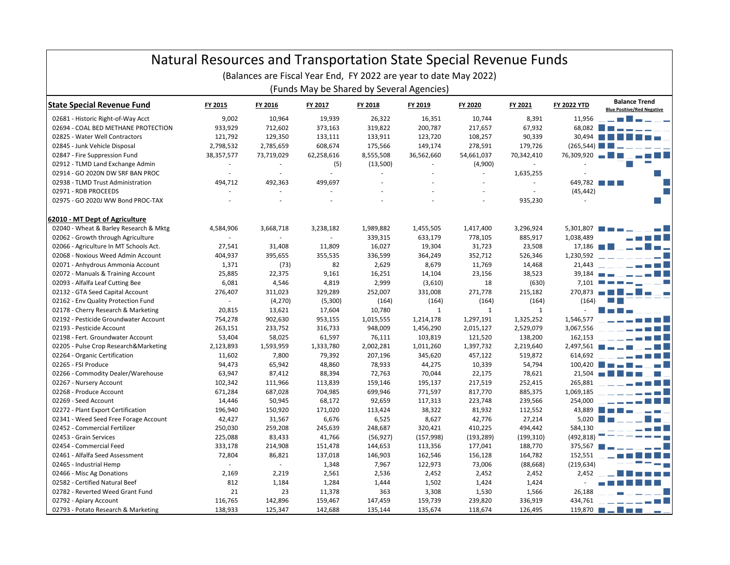# Natural Resources and Transportation State Special Revenue Funds

(Balances are Fiscal Year End, FY 2022 are year to date May 2022)

(Funds May be Shared by Several Agencies)

| State Special Revenue Fund | FY 2015 | FY 2016 | FY 2017 | FY 2018 | FY 2019 | FY 2020 | FY 2021 | FY 2022 YTD | Balance Trend Blue Positive/Red Negative |
|---|---|---|---|---|---|---|---|---|---|
| 02681 - Historic Right-of-Way Acct | 9,002 | 10,964 | 19,939 | 26,322 | 16,351 | 10,744 | 8,391 | 11,956 | |
| 02694 - COAL BED METHANE PROTECTION | 933,929 | 712,602 | 373,163 | 319,822 | 200,787 | 217,657 | 67,932 | 68,082 | |
| 02825 - Water Well Contractors | 121,792 | 129,350 | 133,111 | 133,911 | 123,720 | 108,257 | 90,339 | 30,494 | |
| 02845 - Junk Vehicle Disposal | 2,798,532 | 2,785,659 | 608,674 | 175,566 | 149,174 | 278,591 | 179,726 | (265,544) | |
| 02847 - Fire Suppression Fund | 38,357,577 | 73,719,029 | 62,258,616 | 8,555,508 | 36,562,660 | 54,661,037 | 70,342,410 | 76,309,920 | |
| 02912 - TLMD Land Exchange Admin | - | - | (5) | (13,500) | - | (4,900) | - | - | |
| 02914 - GO 2020N DW SRF BAN PROC | - | - | - | - | - | - | 1,635,255 | - | |
| 02938 - TLMD Trust Administration | 494,712 | 492,363 | 499,697 | - | - | - | - | 649,782 | |
| 02971 - RDB PROCEEDS | - | - | - | - | - | - | - | (45,442) | |
| 02975 - GO 2020J WW Bond PROC-TAX | - | - | - | - | - | - | 935,230 | - | |
| **62010 - MT Dept of Agriculture** | | | | | | | | | |
| 02040 - Wheat & Barley Research & Mktg | 4,584,906 | 3,668,718 | 3,238,182 | 1,989,882 | 1,455,505 | 1,417,400 | 3,296,924 | 5,301,807 | |
| 02062 - Growth through Agriculture | - | - | - | 339,315 | 633,179 | 778,105 | 885,917 | 1,038,489 | |
| 02066 - Agriculture In MT Schools Act. | 27,541 | 31,408 | 11,809 | 16,027 | 19,304 | 31,723 | 23,508 | 17,186 | |
| 02068 - Noxious Weed Admin Account | 404,937 | 395,655 | 355,535 | 336,599 | 364,249 | 352,712 | 526,346 | 1,230,592 | |
| 02071 - Anhydrous Ammonia Account | 1,371 | (73) | 82 | 2,629 | 8,679 | 11,769 | 14,468 | 21,443 | |
| 02072 - Manuals & Training Account | 25,885 | 22,375 | 9,161 | 16,251 | 14,104 | 23,156 | 38,523 | 39,184 | |
| 02093 - Alfalfa Leaf Cutting Bee | 6,081 | 4,546 | 4,819 | 2,999 | (3,610) | 18 | (630) | 7,101 | |
| 02132 - GTA Seed Capital Account | 276,407 | 311,023 | 329,289 | 252,007 | 331,008 | 271,778 | 215,182 | 270,873 | |
| 02162 - Env Quality Protection Fund | - | (4,270) | (5,300) | (164) | (164) | (164) | (164) | (164) | |
| 02178 - Cherry Research & Marketing | 20,815 | 13,621 | 17,604 | 10,780 | 1 | 1 | 1 | - | |
| 02192 - Pesticide Groundwater Account | 754,278 | 902,630 | 953,155 | 1,015,555 | 1,214,178 | 1,297,191 | 1,325,252 | 1,546,577 | |
| 02193 - Pesticide Account | 263,151 | 233,752 | 316,733 | 948,009 | 1,456,290 | 2,015,127 | 2,529,079 | 3,067,556 | |
| 02198 - Fert. Groundwater Account | 53,404 | 58,025 | 61,597 | 76,111 | 103,819 | 121,520 | 138,200 | 162,153 | |
| 02205 - Pulse Crop Research&Marketing | 2,123,893 | 1,593,959 | 1,333,780 | 2,002,281 | 1,011,260 | 1,397,732 | 2,219,640 | 2,497,561 | |
| 02264 - Organic Certification | 11,602 | 7,800 | 79,392 | 207,196 | 345,620 | 457,122 | 519,872 | 614,692 | |
| 02265 - FSI Produce | 94,473 | 65,942 | 48,860 | 78,933 | 44,275 | 10,339 | 54,794 | 100,420 | |
| 02266 - Commodity Dealer/Warehouse | 63,947 | 87,412 | 88,394 | 72,763 | 70,044 | 22,175 | 78,621 | 21,504 | |
| 02267 - Nursery Account | 102,342 | 111,966 | 113,839 | 159,146 | 195,137 | 217,519 | 252,415 | 265,881 | |
| 02268 - Produce Account | 671,284 | 687,028 | 704,985 | 699,946 | 771,597 | 817,770 | 885,375 | 1,069,185 | |
| 02269 - Seed Account | 14,446 | 50,945 | 68,172 | 92,659 | 117,313 | 223,748 | 239,566 | 254,000 | |
| 02272 - Plant Export Certification | 196,940 | 150,920 | 171,020 | 113,424 | 38,322 | 81,932 | 112,552 | 43,889 | |
| 02341 - Weed Seed Free Forage Account | 42,427 | 31,567 | 6,676 | 6,525 | 8,627 | 42,776 | 27,214 | 5,020 | |
| 02452 - Commercial Fertilizer | 250,030 | 259,208 | 245,639 | 248,687 | 320,421 | 410,225 | 494,442 | 584,130 | |
| 02453 - Grain Services | 225,088 | 83,433 | 41,766 | (56,927) | (157,998) | (193,289) | (199,310) | (492,818) | |
| 02454 - Commercial Feed | 333,178 | 214,908 | 151,478 | 144,653 | 113,356 | 177,041 | 188,770 | 375,567 | |
| 02461 - Alfalfa Seed Assessment | 72,804 | 86,821 | 137,018 | 146,903 | 162,546 | 156,128 | 164,782 | 152,551 | |
| 02465 - Industrial Hemp | - | - | 1,348 | 7,967 | 122,973 | 73,006 | (88,668) | (219,634) | |
| 02466 - Misc Ag Donations | 2,169 | 2,219 | 2,561 | 2,536 | 2,452 | 2,452 | 2,452 | 2,452 | |
| 02582 - Certified Natural Beef | 812 | 1,184 | 1,284 | 1,444 | 1,502 | 1,424 | 1,424 | - | |
| 02782 - Reverted Weed Grant Fund | 21 | 23 | 11,378 | 363 | 3,308 | 1,530 | 1,566 | 26,188 | |
| 02792 - Apiary Account | 116,765 | 142,896 | 159,467 | 147,459 | 159,739 | 239,820 | 336,919 | 434,761 | |
| 02793 - Potato Research & Marketing | 138,933 | 125,347 | 142,688 | 135,144 | 135,674 | 118,674 | 126,495 | 119,870 | |